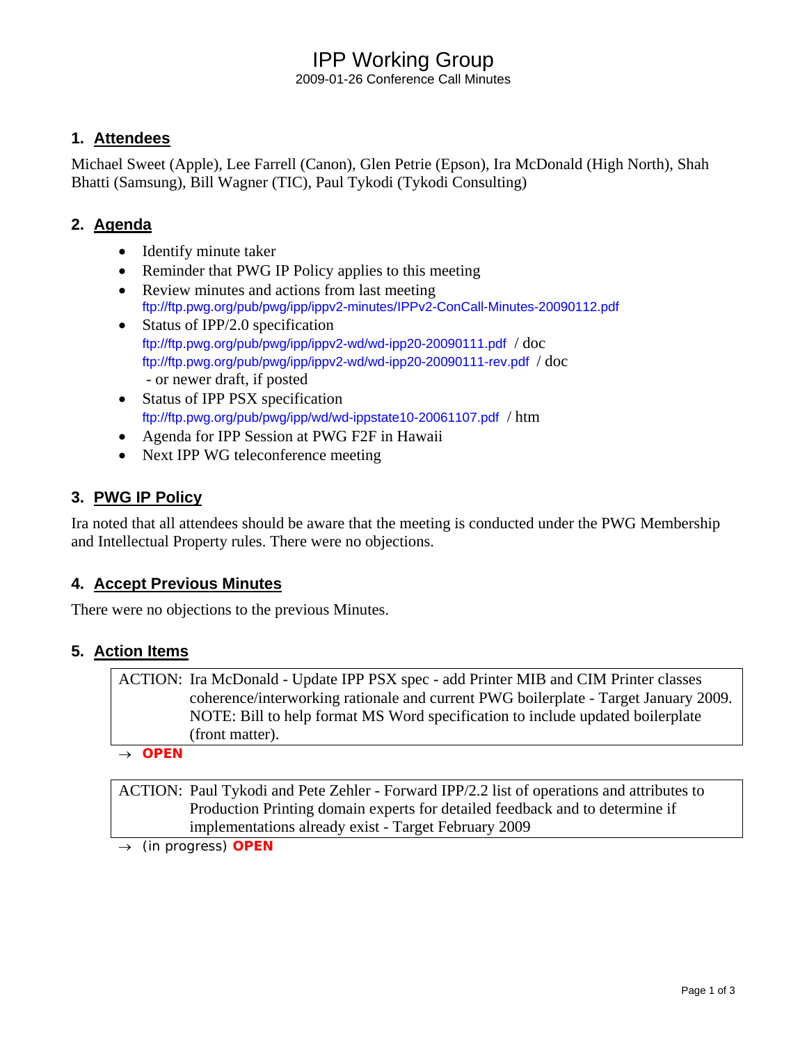# IPP Working Group

2009-01-26 Conference Call Minutes

## 1. Attendees

Michael Sweet (Apple), Lee Farrell (Canon), Glen Petrie (Epson), Ira McDonald (High North), Shah Bhatti (Samsung), Bill Wagner (TIC), Paul Tykodi (Tykodi Consulting)

## 2. Agenda

- Identify minute taker
- Reminder that PWG IP Policy applies to this meeting
- Review minutes and actions from last meeting
  ftp://ftp.pwg.org/pub/pwg/ipp/ippv2-minutes/IPPv2-ConCall-Minutes-20090112.pdf
- Status of IPP/2.0 specification
  ftp://ftp.pwg.org/pub/pwg/ipp/ippv2-wd/wd-ipp20-20090111.pdf / doc
  ftp://ftp.pwg.org/pub/pwg/ipp/ippv2-wd/wd-ipp20-20090111-rev.pdf / doc
  - or newer draft, if posted
- Status of IPP PSX specification
  ftp://ftp.pwg.org/pub/pwg/ipp/wd/wd-ippstate10-20061107.pdf / htm
- Agenda for IPP Session at PWG F2F in Hawaii
- Next IPP WG teleconference meeting

## 3. PWG IP Policy

Ira noted that all attendees should be aware that the meeting is conducted under the PWG Membership and Intellectual Property rules. There were no objections.

## 4. Accept Previous Minutes

There were no objections to the previous Minutes.

## 5. Action Items

| ACTION: | Ira McDonald - Update IPP PSX spec - add Printer MIB and CIM Printer classes coherence/interworking rationale and current PWG boilerplate - Target January 2009. NOTE: Bill to help format MS Word specification to include updated boilerplate (front matter). |
|---|---|

→ **OPEN**

| ACTION: | Paul Tykodi and Pete Zehler - Forward IPP/2.2 list of operations and attributes to Production Printing domain experts for detailed feedback and to determine if implementations already exist - Target February 2009 |
|---|---|

→ (in progress) **OPEN**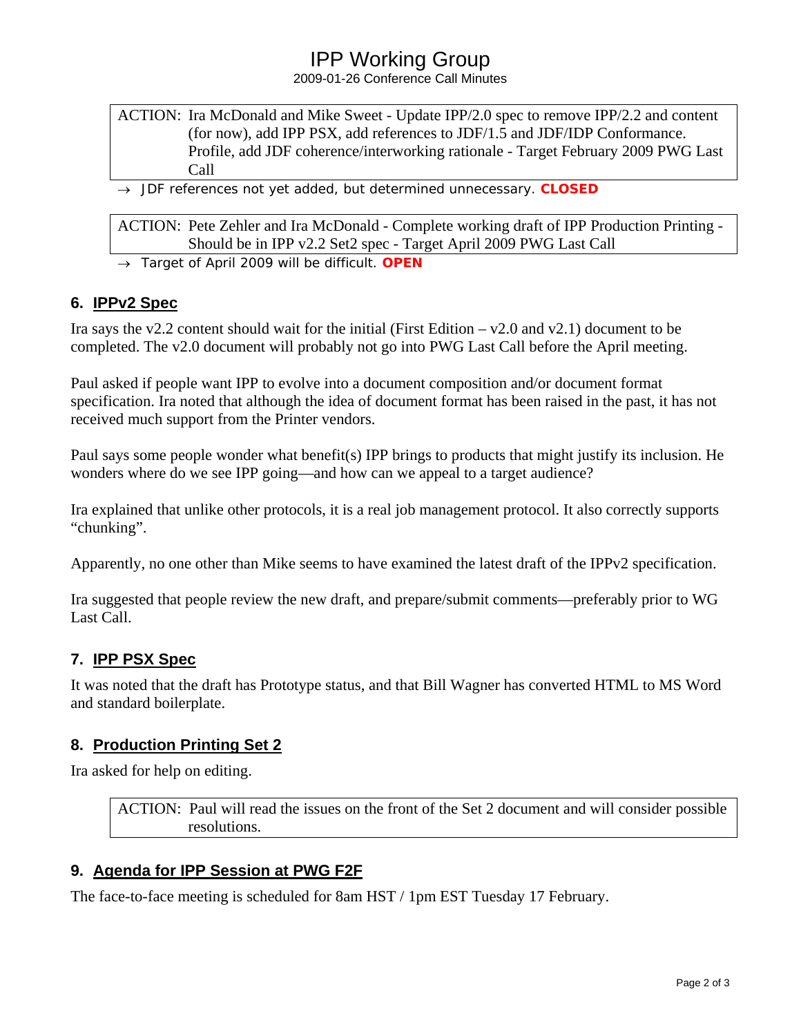ACTION: Ira McDonald and Mike Sweet - Update IPP/2.0 spec to remove IPP/2.2 and content (for now), add IPP PSX, add references to JDF/1.5 and JDF/IDP Conformance. Profile, add JDF coherence/interworking rationale - Target February 2009 PWG Last Call

→ JDF references not yet added, but determined unnecessary. **CLOSED**

ACTION: Pete Zehler and Ira McDonald - Complete working draft of IPP Production Printing - Should be in IPP v2.2 Set2 spec - Target April 2009 PWG Last Call

→ Target of April 2009 will be difficult. **OPEN**

## 6. IPPv2 Spec

Ira says the v2.2 content should wait for the initial (First Edition – v2.0 and v2.1) document to be completed. The v2.0 document will probably not go into PWG Last Call before the April meeting.

Paul asked if people want IPP to evolve into a document composition and/or document format specification. Ira noted that although the idea of document format has been raised in the past, it has not received much support from the Printer vendors.

Paul says some people wonder what benefit(s) IPP brings to products that might justify its inclusion. He wonders where do we see IPP going—and how can we appeal to a target audience?

Ira explained that unlike other protocols, it is a real job management protocol. It also correctly supports "chunking".

Apparently, no one other than Mike seems to have examined the latest draft of the IPPv2 specification.

Ira suggested that people review the new draft, and prepare/submit comments—preferably prior to WG Last Call.

## 7. IPP PSX Spec

It was noted that the draft has Prototype status, and that Bill Wagner has converted HTML to MS Word and standard boilerplate.

## 8. Production Printing Set 2

Ira asked for help on editing.

ACTION: Paul will read the issues on the front of the Set 2 document and will consider possible resolutions.

## 9. Agenda for IPP Session at PWG F2F

The face-to-face meeting is scheduled for 8am HST / 1pm EST Tuesday 17 February.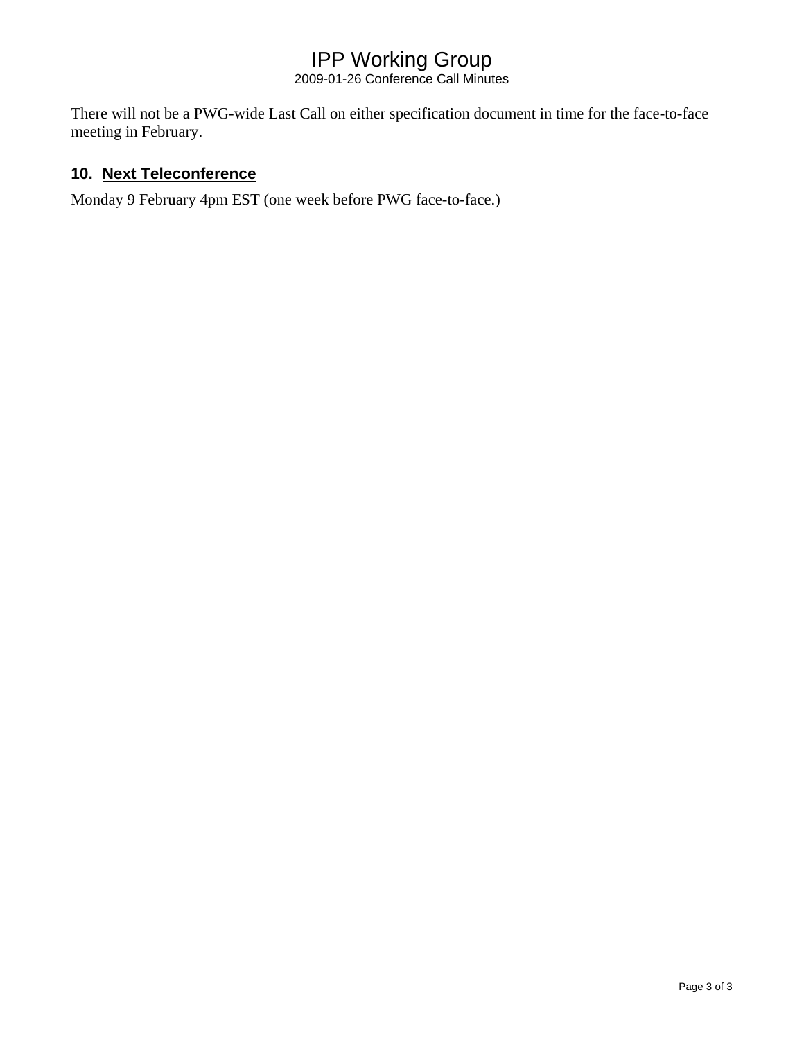There will not be a PWG-wide Last Call on either specification document in time for the face-to-face meeting in February.

## 10. Next Teleconference

Monday 9 February 4pm EST (one week before PWG face-to-face.)